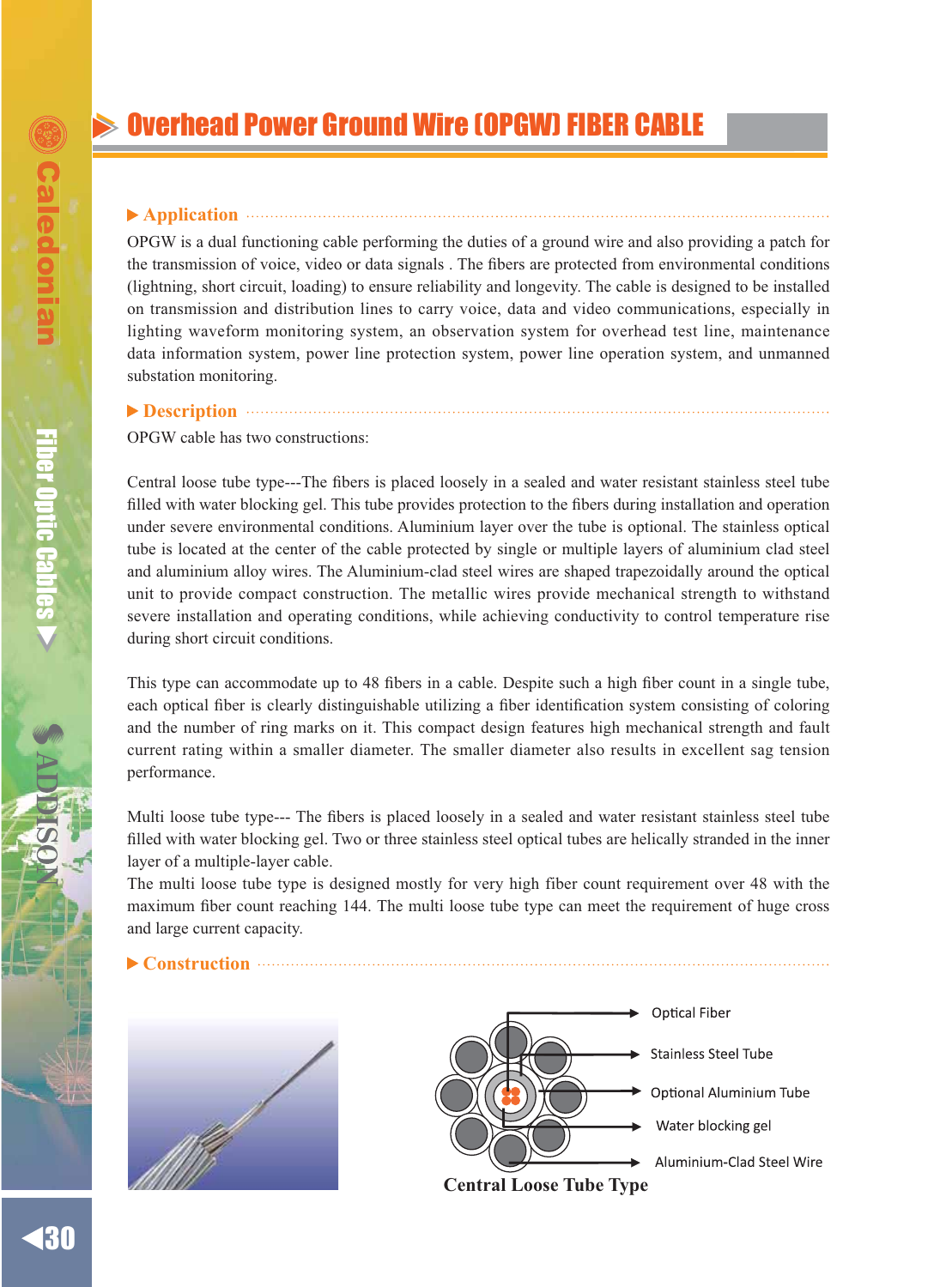# Overhead Power Ground Wire (OPGW) FIBER CABLE

## Application

OPGW is a dual functioning cable performing the duties of a ground wire and also providing a patch for the transmission of voice, video or data signals . The fibers are protected from environmental conditions (lightning, short circuit, loading) to ensure reliability and longevity. The cable is designed to be installed on transmission and distribution lines to carry voice, data and video communications, especially in lighting waveform monitoring system, an observation system for overhead test line, maintenance data information system, power line protection system, power line operation system, and unmanned substation monitoring.

## Description

OPGW cable has two constructions:

Central loose tube type---The fibers is placed loosely in a sealed and water resistant stainless steel tube filled with water blocking gel. This tube provides protection to the fibers during installation and operation under severe environmental conditions. Aluminium layer over the tube is optional. The stainless optical tube is located at the center of the cable protected by single or multiple layers of aluminium clad steel and aluminium alloy wires. The Aluminium-clad steel wires are shaped trapezoidally around the optical unit to provide compact construction. The metallic wires provide mechanical strength to withstand severe installation and operating conditions, while achieving conductivity to control temperature rise during short circuit conditions.

This type can accommodate up to 48 fibers in a cable. Despite such a high fiber count in a single tube, each optical fiber is clearly distinguishable utilizing a fiber identification system consisting of coloring and the number of ring marks on it. This compact design features high mechanical strength and fault current rating within a smaller diameter. The smaller diameter also results in excellent sag tension performance.

Multi loose tube type--- The fibers is placed loosely in a sealed and water resistant stainless steel tube filled with water blocking gel. Two or three stainless steel optical tubes are helically stranded in the inner layer of a multiple-layer cable.

The multi loose tube type is designed mostly for very high fiber count requirement over 48 with the maximum fiber count reaching 144. The multi loose tube type can meet the requirement of huge cross and large current capacity.

## Construction

Optical Fiber

Stainless Steel Tube

Optional Aluminium Tube

Water blocking gel

Aluminium-Clad Steel Wire

**Central Loose Tube Type**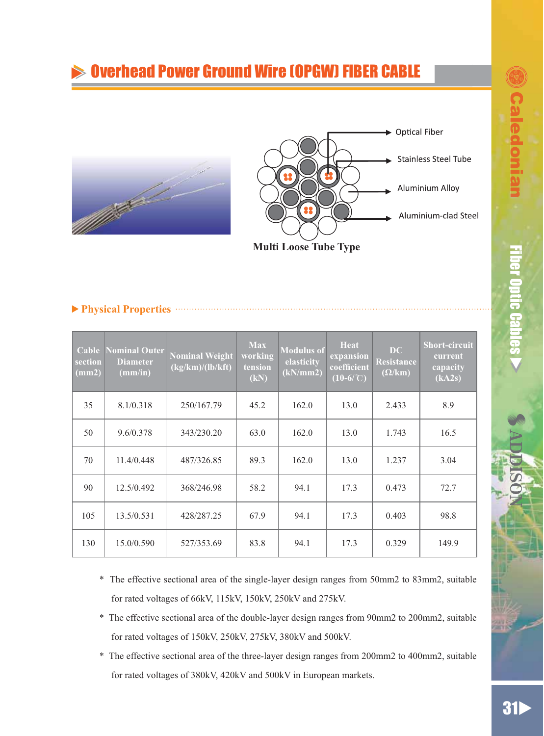# Overhead Power Ground Wire (OPGW) FIBER CABLE

Optical Fiber

Stainless Steel Tube

Aluminium Alloy

Aluminium-clad Steel

**Multi Loose Tube Type**

## Physical Properties

| Cable section (mm2) | Nominal Outer Diameter (mm/in) | Nominal Weight (kg/km)/(lb/kft) | Max working tension (kN) | Modulus of elasticity (kN/mm2) | Heat expansion coefficient (10-6/℃) | DC Resistance (Ω/km) | Short-circuit current capacity (kA2s) |
|---|---|---|---|---|---|---|---|
| 35 | 8.1/0.318 | 250/167.79 | 45.2 | 162.0 | 13.0 | 2.433 | 8.9 |
| 50 | 9.6/0.378 | 343/230.20 | 63.0 | 162.0 | 13.0 | 1.743 | 16.5 |
| 70 | 11.4/0.448 | 487/326.85 | 89.3 | 162.0 | 13.0 | 1.237 | 3.04 |
| 90 | 12.5/0.492 | 368/246.98 | 58.2 | 94.1 | 17.3 | 0.473 | 72.7 |
| 105 | 13.5/0.531 | 428/287.25 | 67.9 | 94.1 | 17.3 | 0.403 | 98.8 |
| 130 | 15.0/0.590 | 527/353.69 | 83.8 | 94.1 | 17.3 | 0.329 | 149.9 |

* The effective sectional area of the single-layer design ranges from 50mm2 to 83mm2, suitable for rated voltages of 66kV, 115kV, 150kV, 250kV and 275kV.
* The effective sectional area of the double-layer design ranges from 90mm2 to 200mm2, suitable for rated voltages of 150kV, 250kV, 275kV, 380kV and 500kV.
* The effective sectional area of the three-layer design ranges from 200mm2 to 400mm2, suitable for rated voltages of 380kV, 420kV and 500kV in European markets.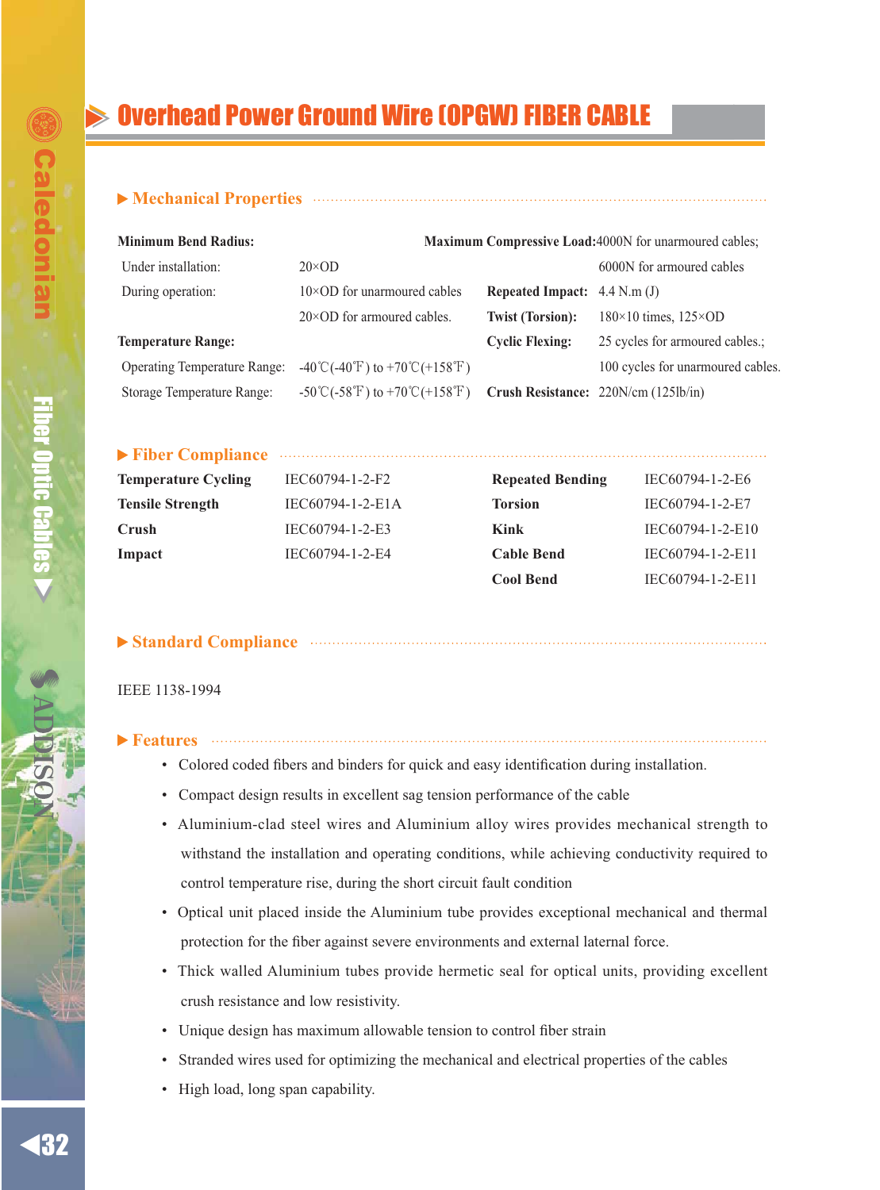# Overhead Power Ground Wire (OPGW) FIBER CABLE

## Mechanical Properties

| | | | |
|---|---|---|---|
| **Minimum Bend Radius:** | | **Maximum Compressive Load:** | 4000N for unarmoured cables; |
| Under installation: | 20×OD | | 6000N for armoured cables |
| During operation: | 10×OD for unarmoured cables | **Repeated Impact:** | 4.4 N.m (J) |
| | 20×OD for armoured cables. | **Twist (Torsion):** | 180×10 times, 125×OD |
| **Temperature Range:** | | **Cyclic Flexing:** | 25 cycles for armoured cables.; |
| Operating Temperature Range: | -40℃(-40℉) to +70℃(+158℉) | | 100 cycles for unarmoured cables. |
| Storage Temperature Range: | -50℃(-58℉) to +70℃(+158℉) | **Crush Resistance:** | 220N/cm (125lb/in) |

## Fiber Compliance

| | | | |
|---|---|---|---|
| **Temperature Cycling** | IEC60794-1-2-F2 | **Repeated Bending** | IEC60794-1-2-E6 |
| **Tensile Strength** | IEC60794-1-2-E1A | **Torsion** | IEC60794-1-2-E7 |
| **Crush** | IEC60794-1-2-E3 | **Kink** | IEC60794-1-2-E10 |
| **Impact** | IEC60794-1-2-E4 | **Cable Bend** | IEC60794-1-2-E11 |
| | | **Cool Bend** | IEC60794-1-2-E11 |

## Standard Compliance

IEEE 1138-1994

## Features

- Colored coded fibers and binders for quick and easy identification during installation.
- Compact design results in excellent sag tension performance of the cable
- Aluminium-clad steel wires and Aluminium alloy wires provides mechanical strength to withstand the installation and operating conditions, while achieving conductivity required to control temperature rise, during the short circuit fault condition
- Optical unit placed inside the Aluminium tube provides exceptional mechanical and thermal protection for the fiber against severe environments and external lateral force.
- Thick walled Aluminium tubes provide hermetic seal for optical units, providing excellent crush resistance and low resistivity.
- Unique design has maximum allowable tension to control fiber strain
- Stranded wires used for optimizing the mechanical and electrical properties of the cables
- High load, long span capability.